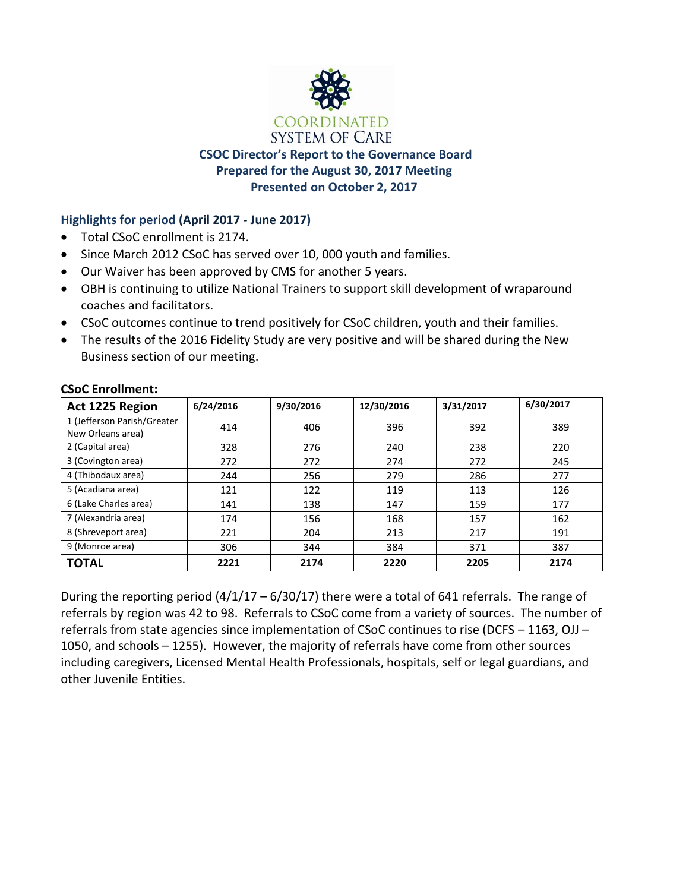COORDINATED SYSTEM OF CARE

# CSOC Director's Report to the Governance Board

## Prepared for the August 30, 2017 Meeting

## Presented on October 2, 2017

### Highlights for period (April 2017 - June 2017)

- Total CSoC enrollment is 2174.
- Since March 2012 CSoC has served over 10, 000 youth and families.
- Our Waiver has been approved by CMS for another 5 years.
- OBH is continuing to utilize National Trainers to support skill development of wraparound coaches and facilitators.
- CSoC outcomes continue to trend positively for CSoC children, youth and their families.
- The results of the 2016 Fidelity Study are very positive and will be shared during the New Business section of our meeting.

**CSoC Enrollment:**

| Act 1225 Region | 6/24/2016 | 9/30/2016 | 12/30/2016 | 3/31/2017 | 6/30/2017 |
|---|---|---|---|---|---|
| 1 (Jefferson Parish/Greater New Orleans area) | 414 | 406 | 396 | 392 | 389 |
| 2 (Capital area) | 328 | 276 | 240 | 238 | 220 |
| 3 (Covington area) | 272 | 272 | 274 | 272 | 245 |
| 4 (Thibodaux area) | 244 | 256 | 279 | 286 | 277 |
| 5 (Acadiana area) | 121 | 122 | 119 | 113 | 126 |
| 6 (Lake Charles area) | 141 | 138 | 147 | 159 | 177 |
| 7 (Alexandria area) | 174 | 156 | 168 | 157 | 162 |
| 8 (Shreveport area) | 221 | 204 | 213 | 217 | 191 |
| 9 (Monroe area) | 306 | 344 | 384 | 371 | 387 |
| **TOTAL** | **2221** | **2174** | **2220** | **2205** | **2174** |

During the reporting period (4/1/17 – 6/30/17) there were a total of 641 referrals. The range of referrals by region was 42 to 98. Referrals to CSoC come from a variety of sources. The number of referrals from state agencies since implementation of CSoC continues to rise (DCFS – 1163, OJJ – 1050, and schools – 1255). However, the majority of referrals have come from other sources including caregivers, Licensed Mental Health Professionals, hospitals, self or legal guardians, and other Juvenile Entities.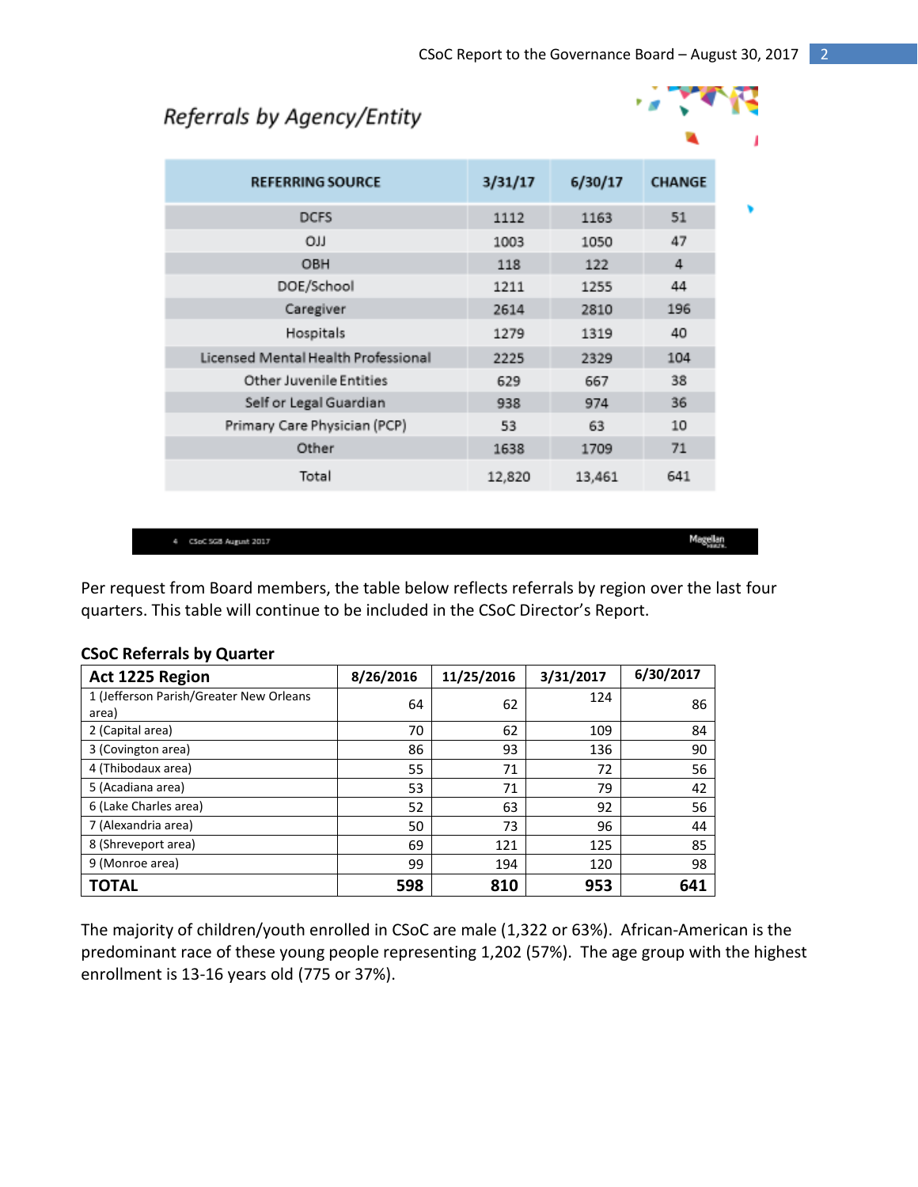## Referrals by Agency/Entity

| REFERRING SOURCE | 3/31/17 | 6/30/17 | CHANGE |
|---|---|---|---|
| DCFS | 1112 | 1163 | 51 |
| OJJ | 1003 | 1050 | 47 |
| OBH | 118 | 122 | 4 |
| DOE/School | 1211 | 1255 | 44 |
| Caregiver | 2614 | 2810 | 196 |
| Hospitals | 1279 | 1319 | 40 |
| Licensed Mental Health Professional | 2225 | 2329 | 104 |
| Other Juvenile Entities | 629 | 667 | 38 |
| Self or Legal Guardian | 938 | 974 | 36 |
| Primary Care Physician (PCP) | 53 | 63 | 10 |
| Other | 1638 | 1709 | 71 |
| Total | 12,820 | 13,461 | 641 |

Per request from Board members, the table below reflects referrals by region over the last four quarters. This table will continue to be included in the CSoC Director's Report.

**CSoC Referrals by Quarter**

| Act 1225 Region | 8/26/2016 | 11/25/2016 | 3/31/2017 | 6/30/2017 |
|---|---|---|---|---|
| 1 (Jefferson Parish/Greater New Orleans area) | 64 | 62 | 124 | 86 |
| 2 (Capital area) | 70 | 62 | 109 | 84 |
| 3 (Covington area) | 86 | 93 | 136 | 90 |
| 4 (Thibodaux area) | 55 | 71 | 72 | 56 |
| 5 (Acadiana area) | 53 | 71 | 79 | 42 |
| 6 (Lake Charles area) | 52 | 63 | 92 | 56 |
| 7 (Alexandria area) | 50 | 73 | 96 | 44 |
| 8 (Shreveport area) | 69 | 121 | 125 | 85 |
| 9 (Monroe area) | 99 | 194 | 120 | 98 |
| **TOTAL** | **598** | **810** | **953** | **641** |

The majority of children/youth enrolled in CSoC are male (1,322 or 63%). African-American is the predominant race of these young people representing 1,202 (57%). The age group with the highest enrollment is 13-16 years old (775 or 37%).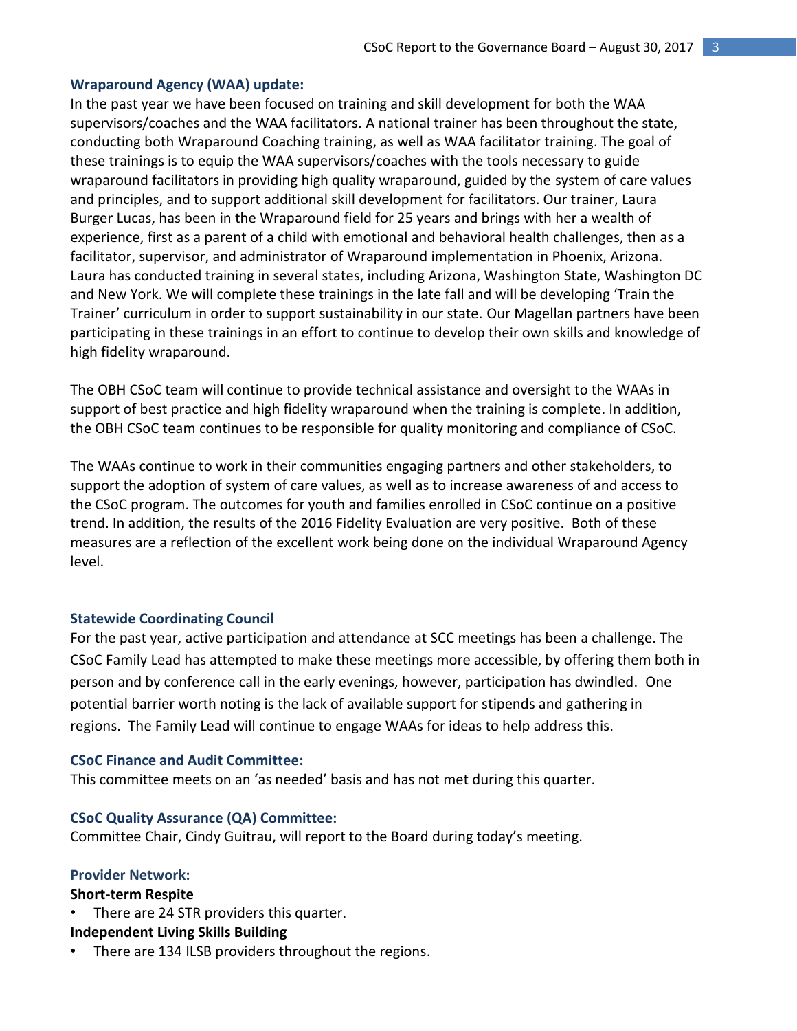### Wraparound Agency (WAA) update:

In the past year we have been focused on training and skill development for both the WAA supervisors/coaches and the WAA facilitators. A national trainer has been throughout the state, conducting both Wraparound Coaching training, as well as WAA facilitator training. The goal of these trainings is to equip the WAA supervisors/coaches with the tools necessary to guide wraparound facilitators in providing high quality wraparound, guided by the system of care values and principles, and to support additional skill development for facilitators. Our trainer, Laura Burger Lucas, has been in the Wraparound field for 25 years and brings with her a wealth of experience, first as a parent of a child with emotional and behavioral health challenges, then as a facilitator, supervisor, and administrator of Wraparound implementation in Phoenix, Arizona. Laura has conducted training in several states, including Arizona, Washington State, Washington DC and New York. We will complete these trainings in the late fall and will be developing 'Train the Trainer' curriculum in order to support sustainability in our state. Our Magellan partners have been participating in these trainings in an effort to continue to develop their own skills and knowledge of high fidelity wraparound.

The OBH CSoC team will continue to provide technical assistance and oversight to the WAAs in support of best practice and high fidelity wraparound when the training is complete. In addition, the OBH CSoC team continues to be responsible for quality monitoring and compliance of CSoC.

The WAAs continue to work in their communities engaging partners and other stakeholders, to support the adoption of system of care values, as well as to increase awareness of and access to the CSoC program. The outcomes for youth and families enrolled in CSoC continue on a positive trend. In addition, the results of the 2016 Fidelity Evaluation are very positive. Both of these measures are a reflection of the excellent work being done on the individual Wraparound Agency level.

### Statewide Coordinating Council

For the past year, active participation and attendance at SCC meetings has been a challenge. The CSoC Family Lead has attempted to make these meetings more accessible, by offering them both in person and by conference call in the early evenings, however, participation has dwindled. One potential barrier worth noting is the lack of available support for stipends and gathering in regions. The Family Lead will continue to engage WAAs for ideas to help address this.

### CSoC Finance and Audit Committee:

This committee meets on an 'as needed' basis and has not met during this quarter.

### CSoC Quality Assurance (QA) Committee:

Committee Chair, Cindy Guitrau, will report to the Board during today's meeting.

### Provider Network:

**Short-term Respite**

- There are 24 STR providers this quarter.

**Independent Living Skills Building**

- There are 134 ILSB providers throughout the regions.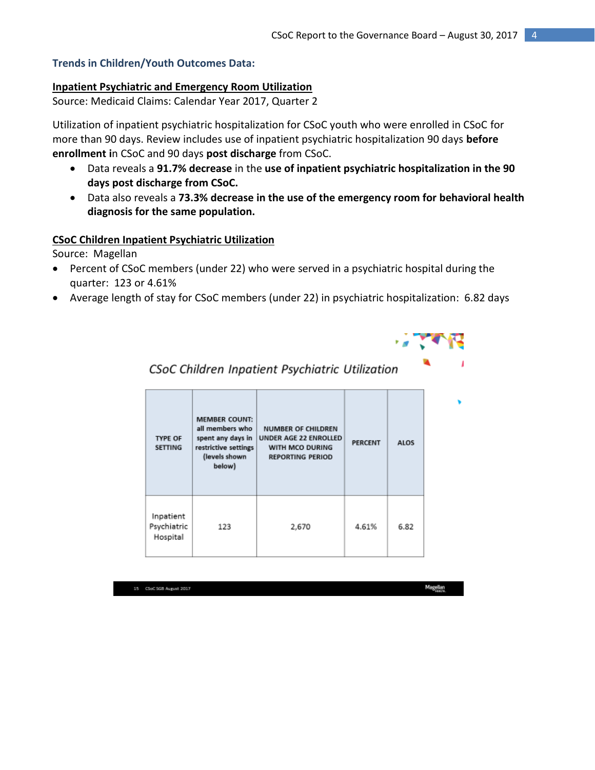## Trends in Children/Youth Outcomes Data:

**Inpatient Psychiatric and Emergency Room Utilization**

Source: Medicaid Claims: Calendar Year 2017, Quarter 2

Utilization of inpatient psychiatric hospitalization for CSoC youth who were enrolled in CSoC for more than 90 days. Review includes use of inpatient psychiatric hospitalization 90 days **before enrollment i**n CSoC and 90 days **post discharge** from CSoC.

- Data reveals a **91.7% decrease** in the **use of inpatient psychiatric hospitalization in the 90 days post discharge from CSoC.**
- Data also reveals a **73.3% decrease in the use of the emergency room for behavioral health diagnosis for the same population.**

**CSoC Children Inpatient Psychiatric Utilization**

Source: Magellan

- Percent of CSoC members (under 22) who were served in a psychiatric hospital during the quarter: 123 or 4.61%
- Average length of stay for CSoC members (under 22) in psychiatric hospitalization: 6.82 days

*CSoC Children Inpatient Psychiatric Utilization*

| TYPE OF SETTING | MEMBER COUNT: all members who spent any days in restrictive settings (levels shown below) | NUMBER OF CHILDREN UNDER AGE 22 ENROLLED WITH MCO DURING REPORTING PERIOD | PERCENT | ALOS |
|---|---|---|---|---|
| Inpatient Psychiatric Hospital | 123 | 2,670 | 4.61% | 6.82 |

15 CSoC SGB August 2017 Magellan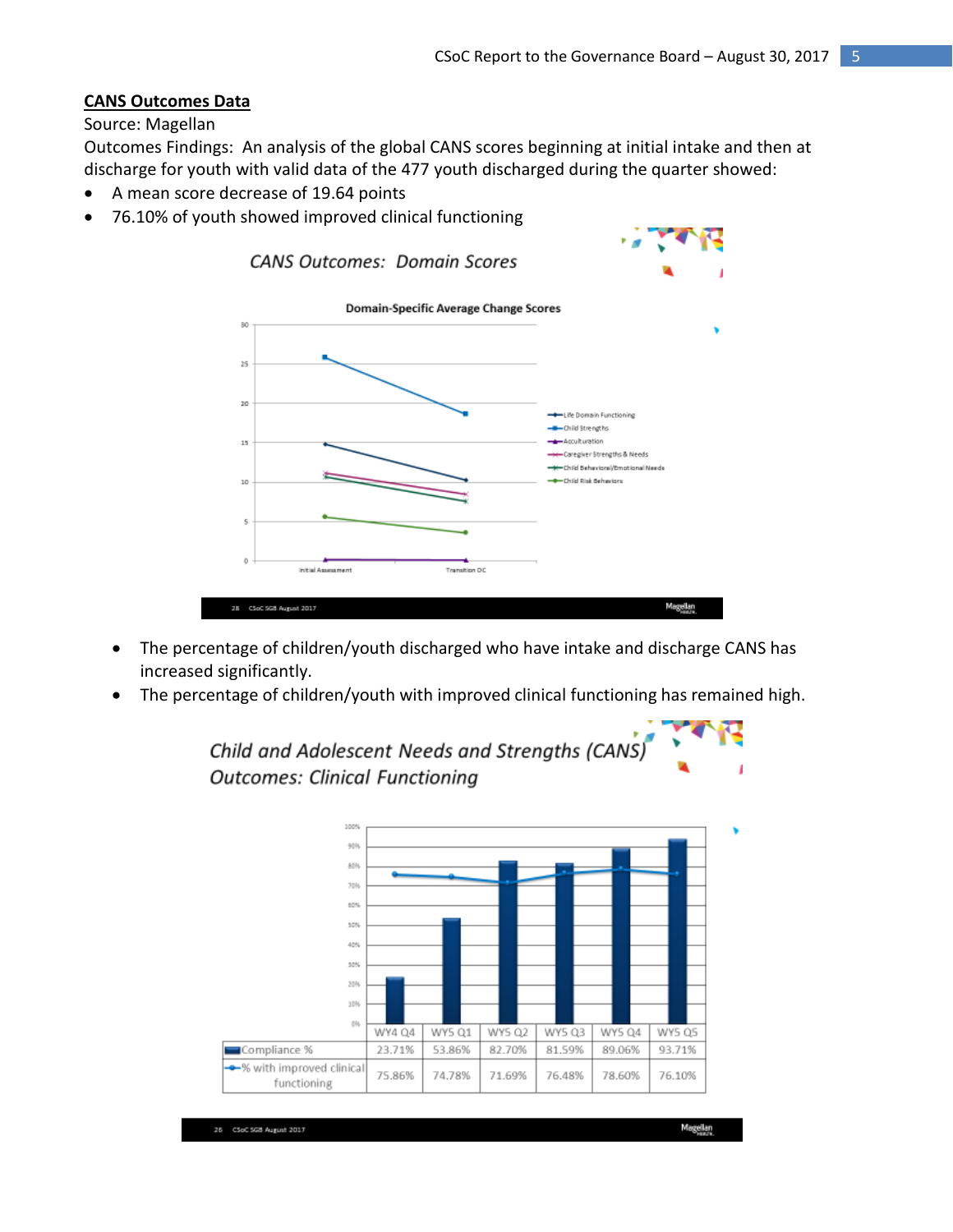**CANS Outcomes Data**

Source: Magellan

Outcomes Findings: An analysis of the global CANS scores beginning at initial intake and then at discharge for youth with valid data of the 477 youth discharged during the quarter showed:

- A mean score decrease of 19.64 points
- 76.10% of youth showed improved clinical functioning

*CANS Outcomes: Domain Scores*

Domain-Specific Average Change Scores

30
25
20
15
10
5
0

Initial Assessment
Transition DC

Life Domain Functioning
Child Strengths
Acculturation
Caregiver Strengths & Needs
Child Behavioral/Emotional Needs
Child Risk Behaviors

- The percentage of children/youth discharged who have intake and discharge CANS has increased significantly.
- The percentage of children/youth with improved clinical functioning has remained high.

*Child and Adolescent Needs and Strengths (CANS) Outcomes: Clinical Functioning*

100%
90%
80%
70%
60%
50%
40%
30%
20%
10%
0%

| | WY4 Q4 | WY5 Q1 | WY5 Q2 | WY5 Q3 | WY5 Q4 | WY5 Q5 |
|---|---|---|---|---|---|---|
| Compliance % | 23.71% | 53.86% | 82.70% | 81.59% | 89.06% | 93.71% |
| % with improved clinical functioning | 75.86% | 74.78% | 71.69% | 76.48% | 78.60% | 76.10% |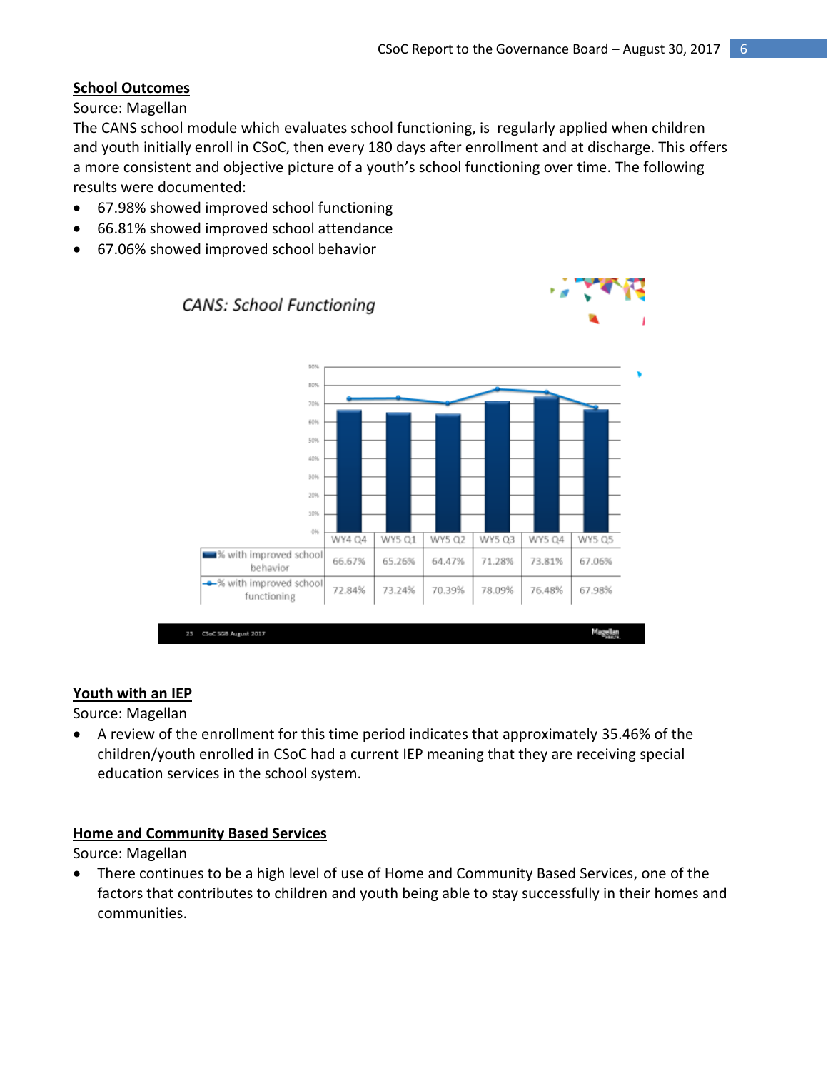**School Outcomes**

Source: Magellan

The CANS school module which evaluates school functioning, is regularly applied when children and youth initially enroll in CSoC, then every 180 days after enrollment and at discharge. This offers a more consistent and objective picture of a youth's school functioning over time. The following results were documented:

- 67.98% showed improved school functioning
- 66.81% showed improved school attendance
- 67.06% showed improved school behavior

CANS: School Functioning

90%
80%
70%
60%
50%
40%
30%
20%
10%
0%

WY4 Q4 | WY5 Q1 | WY5 Q2 | WY5 Q3 | WY5 Q4 | WY5 Q5

% with improved school behavior: 66.67% | 65.26% | 64.47% | 71.28% | 73.81% | 67.06%

% with improved school functioning: 72.84% | 73.24% | 70.39% | 78.09% | 76.48% | 67.98%

25 CSoC SGB August 2017

Magellan

**Youth with an IEP**

Source: Magellan

- A review of the enrollment for this time period indicates that approximately 35.46% of the children/youth enrolled in CSoC had a current IEP meaning that they are receiving special education services in the school system.

**Home and Community Based Services**

Source: Magellan

- There continues to be a high level of use of Home and Community Based Services, one of the factors that contributes to children and youth being able to stay successfully in their homes and communities.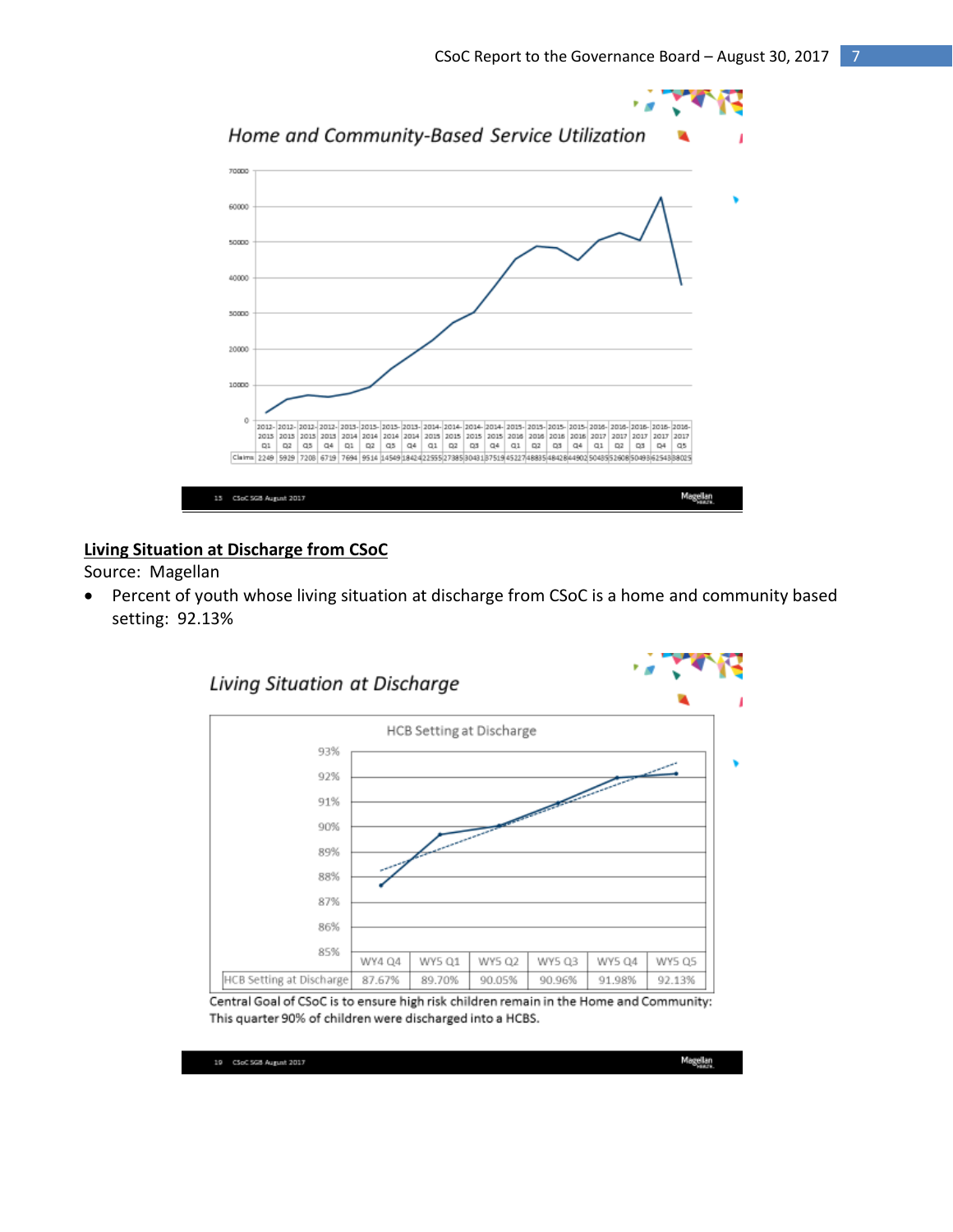Home and Community-Based Service Utilization

70000
60000
50000
40000
30000
20000
10000
0

2012-2013 Q1, 2012-2013 Q2, 2012-2013 Q3, 2012-2013 Q4, 2013-2014 Q1, 2013-2014 Q2, 2013-2014 Q3, 2013-2014 Q4, 2014-2015 Q1, 2014-2015 Q2, 2014-2015 Q3, 2014-2015 Q4, 2015-2016 Q1, 2015-2016 Q2, 2015-2016 Q3, 2015-2016 Q4, 2016-2017 Q1, 2016-2017 Q2, 2016-2017 Q3, 2016-2017 Q4, 2016-2017 Q5

Claims: 2249, 5929, 7208, 6719, 7694, 9514, 14549, 18424, 22555, 27385, 30431, 37519, 45227, 48835, 48428, 44902, 50485, 52608, 50493, 62543, 38025

15 CSoC SGB August 2017

Magellan

## Living Situation at Discharge from CSoC

Source: Magellan

- Percent of youth whose living situation at discharge from CSoC is a home and community based setting: 92.13%

Living Situation at Discharge

HCB Setting at Discharge

93%
92%
91%
90%
89%
88%
87%
86%
85%

WY4 Q4, WY5 Q1, WY5 Q2, WY5 Q3, WY5 Q4, WY5 Q5

HCB Setting at Discharge: 87.67%, 89.70%, 90.05%, 90.96%, 91.98%, 92.13%

Central Goal of CSoC is to ensure high risk children remain in the Home and Community: This quarter 90% of children were discharged into a HCBS.

19 CSoC SGB August 2017

Magellan